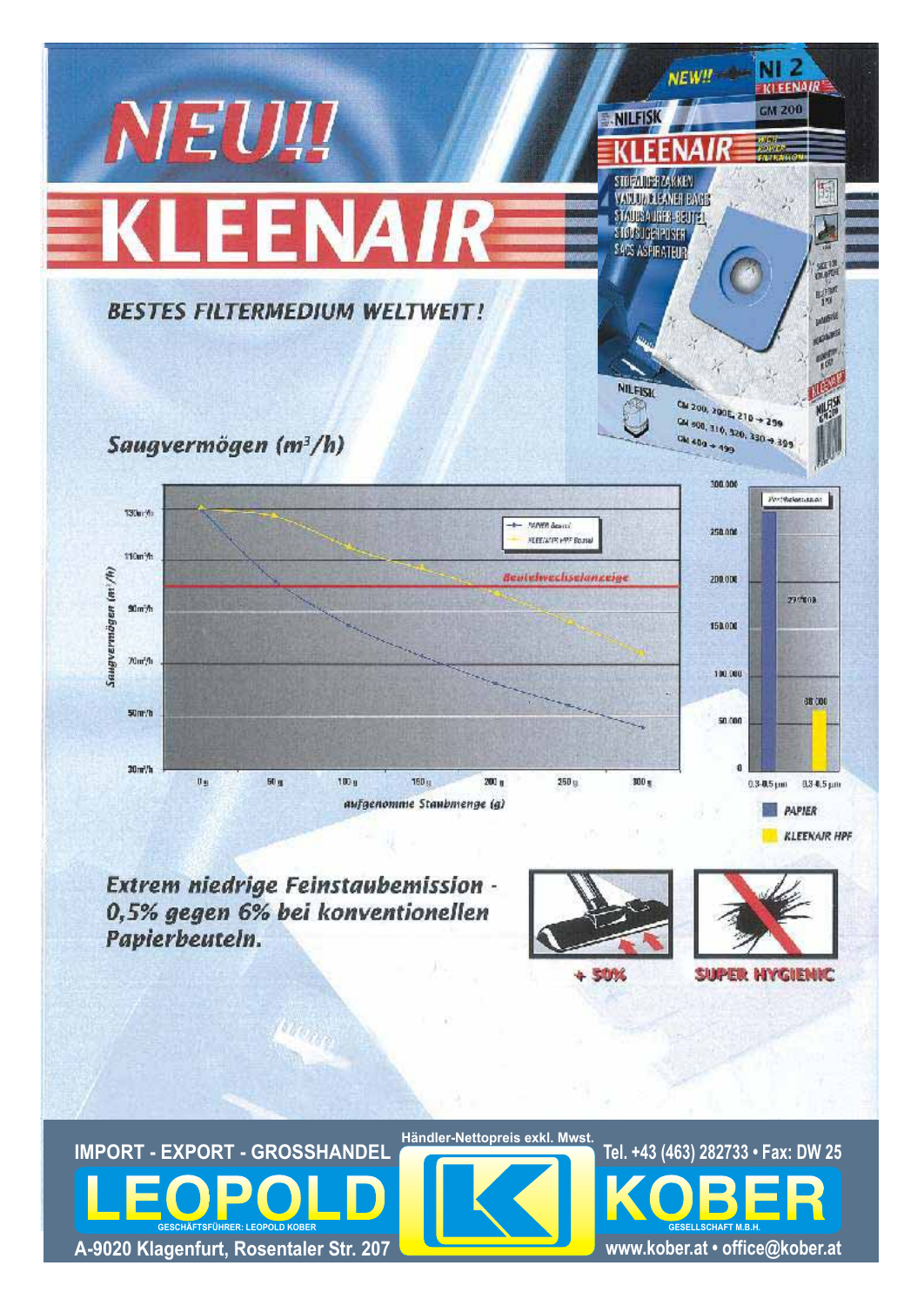# NEU!!

# KLEENAIR

**BESTES FILTERMEDIUM WELTWEIT!**

**Saugvermögen ($m^3/h$)**

**Extrem niedrige Feinstaubemission - 0,5% gegen 6% bei konventionellen Papierbeuteln.**

+ 50%

SUPER HYGIENIC

IMPORT - EXPORT - GROSSHANDEL

Händler-Nettopreis exkl. Mwst.

Tel. +43 (463) 282733 • Fax: DW 25

**LEOPOLD KOBER**

GESCHÄFTSFÜHRER: LEOPOLD KOBER

GESELLSCHAFT M.B.H.

A-9020 Klagenfurt, Rosentaler Str. 207

www.kober.at • office@kober.at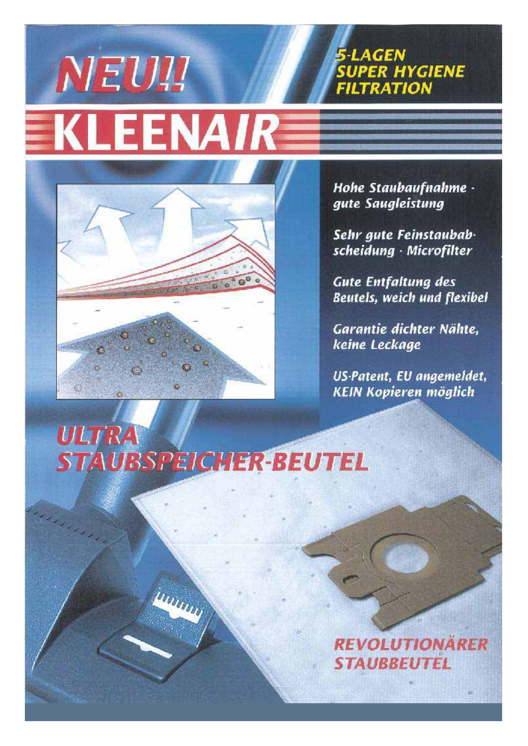# NEU!!

**5-LAGEN SUPER HYGIENE FILTRATION**

# KLEENAIR

*Hohe Staubaufnahme · gute Saugleistung*

*Sehr gute Feinstaubabscheidung · Microfilter*

*Gute Entfaltung des Beutels, weich und flexibel*

*Garantie dichter Nähte, keine Leckage*

*US-Patent, EU angemeldet, KEIN Kopieren möglich*

## ULTRA STAUBSPEICHER-BEUTEL

**REVOLUTIONÄRER STAUBBEUTEL**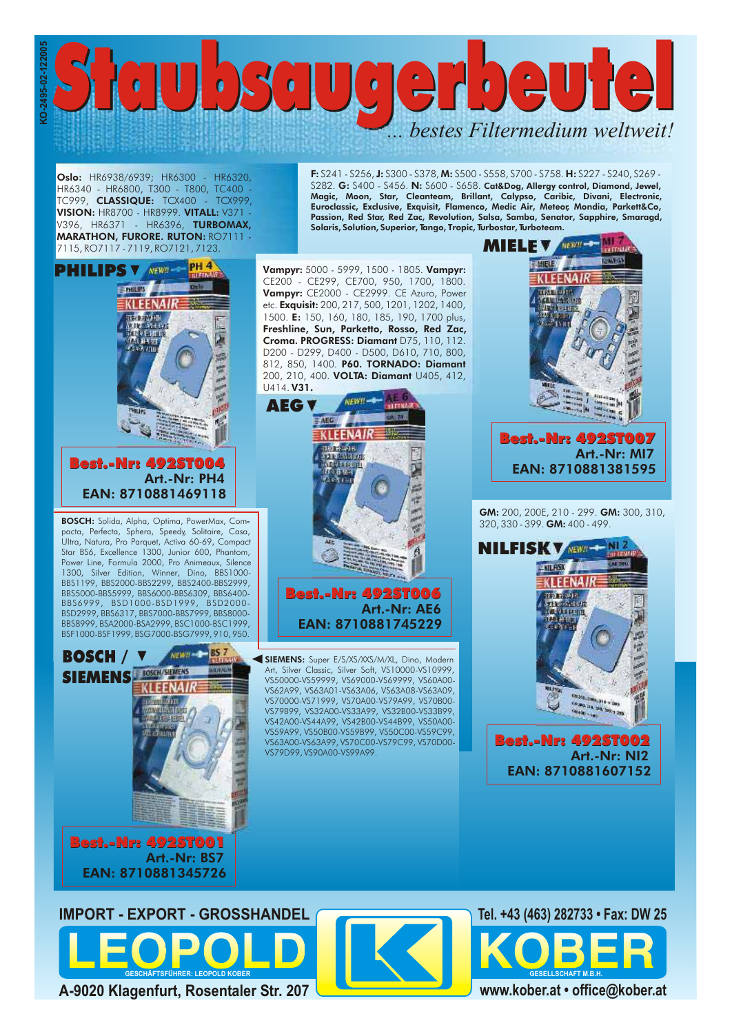KO-2495-02-122005

# Staubsaugerbeutel

*... bestes Filtermedium weltweit!*

**Oslo:** HR6938/6939; HR6300 - HR6320, HR6340 - HR6800, T300 - T800, TC400 - TC999, **CLASSIQUE:** TCX400 - TCX999, **VISION:** HR8700 - HR8999. **VITALL:** V371 - V396, HR6371 - HR6396, **TURBOMAX, MARATHON, FURORE. RUTON:** RO7111 - 7115, RO7117 - 7119, RO7121, 7123.

## PHILIPS ▼

**Best.-Nr: 492ST004**
**Art.-Nr: PH4**
**EAN: 8710881469118**

**F:** S241 - S256, **J:** S300 - S378, **M:** S500 - S558, S700 - S758. **H:** S227 - S240, S269 - S282. **G:** S400 - S456. **N:** S600 - S658. **Cat&Dog, Allergy control, Diamond, Jewel, Magic, Moon, Star, Cleanteam, Brillant, Calypso, Caribic, Divani, Electronic, Euroclassic, Exclusive, Exquisit, Flamenco, Medic Air, Meteor, Mondia, Parkett&Co, Passion, Red Star, Red Zac, Revolution, Salsa, Samba, Senator, Sapphire, Smaragd, Solaris, Solution, Superior, Tango, Tropic, Turbostar, Turboteam.**

## MIELE ▼

**Best.-Nr: 492ST007**
**Art.-Nr: MI7**
**EAN: 8710881381595**

**Vampyr:** 5000 - 5999, 1500 - 1805. **Vampyr:** CE200 - CE299, CE700, 950, 1700, 1800. **Vampyr:** CE2000 - CE2999. CE Azuro, Power etc. **Exquisit:** 200, 217, 500, 1201, 1202, 1400, 1500. **E:** 150, 160, 180, 185, 190, 1700 plus, **Freshline, Sun, Parketto, Rosso, Red Zac, Croma. PROGRESS: Diamant** D75, 110, 112. D200 - D299, D400 - D500, D610, 710, 800, 812, 850, 1400. **P60. TORNADO: Diamant** 200, 210, 400. **VOLTA: Diamant** U405, 412, U414. **V31.**

## AEG ▼

**Best.-Nr: 492ST006**
**Art.-Nr: AE6**
**EAN: 8710881745229**

**GM:** 200, 200E, 210 - 299. **GM:** 300, 310, 320, 330 - 399. **GM:** 400 - 499.

## NILFISK ▼

**Best.-Nr: 492ST002**
**Art.-Nr: NI2**
**EAN: 8710881607152**

**BOSCH:** Solida, Alpha, Optima, PowerMax, Compacta, Perfecta, Sphera, Speedy, Solitaire, Casa, Ultra, Natura, Pro Parquet, Activa 60-69, Compact Star BS6, Excellence 1300, Junior 600, Phantom, Power Line, Formula 2000, Pro Animeaux, Silence 1300, Silver Edition, Winner, Dino, BBS1000-BBS1199, BBS2000-BBS2299, BBS2400-BBS2999, BBS5000-BBS5999, BBS6000-BBS6309, BBS6400-BBS6999, BSD1000-BSD1999, BSD2000-BSD2999, BBS6317, BBS7000-BBS7999, BBS8000-BBS8999, BSA2000-BSA2999, BSC1000-BSC1999, BSF1000-BSF1999, BSG7000-BSG7999, 910, 950.

**SIEMENS:** Super E/S/XS/XXS/M/XL, Dino, Modern Art, Silver Classic, Silver Soft, VS10000-VS10999, VS50000-VS59999, VS69000-VS69999, VS60A00-VS62A99, VS63A01-VS63A06, VS63A08-VS63A09, VS70000-VS71999, VS70A00-VS79A99, VS70B00-VS79B99, VS32A00-VS33A99, VS32B00-VS33B99, VS42A00-VS44A99, VS42B00-VS44B99, VS50A00-VS59A99, VS50B00-VS59B99, VS50C00-VS59C99, VS63A00-VS63A99, VS70C00-VS79C99, VS70D00-VS79D99, VS90A00-VS99A99.

## BOSCH / SIEMENS ▼

**Best.-Nr: 492ST001**
**Art.-Nr: BS7**
**EAN: 8710881345726**

**IMPORT - EXPORT - GROSSHANDEL**

**LEOPOLD KOBER**
GESCHÄFTSFÜHRER: LEOPOLD KOBER
GESELLSCHAFT M.B.H.

**Tel. +43 (463) 282733 • Fax: DW 25**

**A-9020 Klagenfurt, Rosentaler Str. 207**

**www.kober.at • office@kober.at**